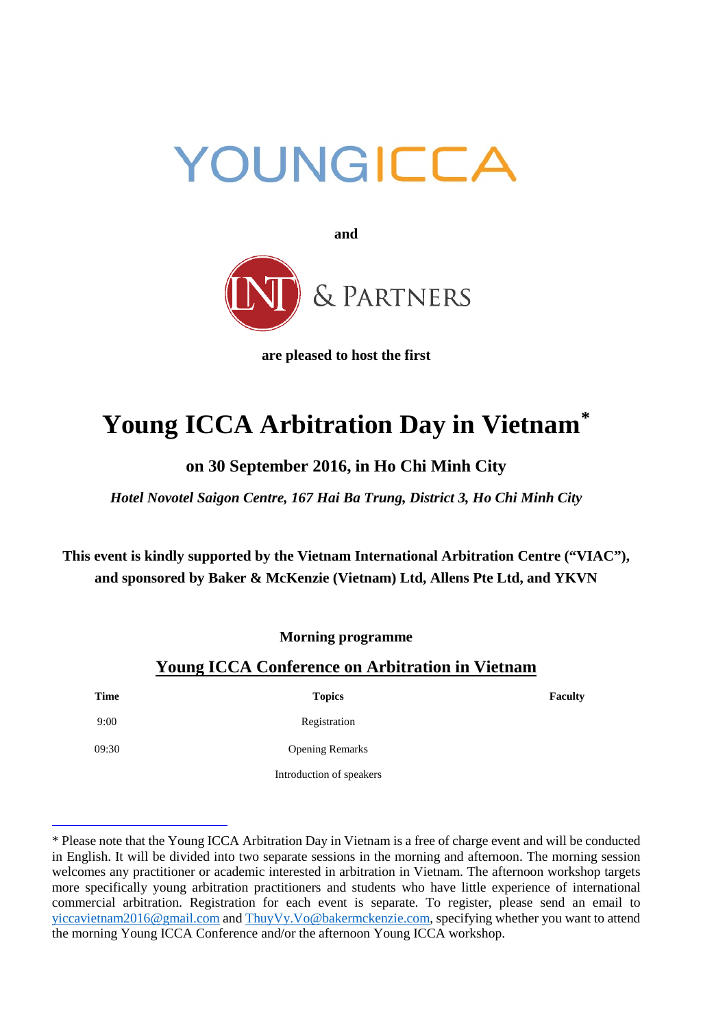YOUNGICCA

**and**

LNT & PARTNERS

**are pleased to host the first**

# Young ICCA Arbitration Day in Vietnam*

## on 30 September 2016, in Ho Chi Minh City

*Hotel Novotel Saigon Centre, 167 Hai Ba Trung, District 3, Ho Chi Minh City*

**This event is kindly supported by the Vietnam International Arbitration Centre ("VIAC"), and sponsored by Baker & McKenzie (Vietnam) Ltd, Allens Pte Ltd, and YKVN**

**Morning programme**

## Young ICCA Conference on Arbitration in Vietnam

| Time | Topics | Faculty |
|---|---|---|
| 9:00 | Registration | |
| 09:30 | Opening Remarks | |
| | Introduction of speakers | |

---

* Please note that the Young ICCA Arbitration Day in Vietnam is a free of charge event and will be conducted in English. It will be divided into two separate sessions in the morning and afternoon. The morning session welcomes any practitioner or academic interested in arbitration in Vietnam. The afternoon workshop targets more specifically young arbitration practitioners and students who have little experience of international commercial arbitration. Registration for each event is separate. To register, please send an email to yiccavietnam2016@gmail.com and ThuyVy.Vo@bakermckenzie.com, specifying whether you want to attend the morning Young ICCA Conference and/or the afternoon Young ICCA workshop.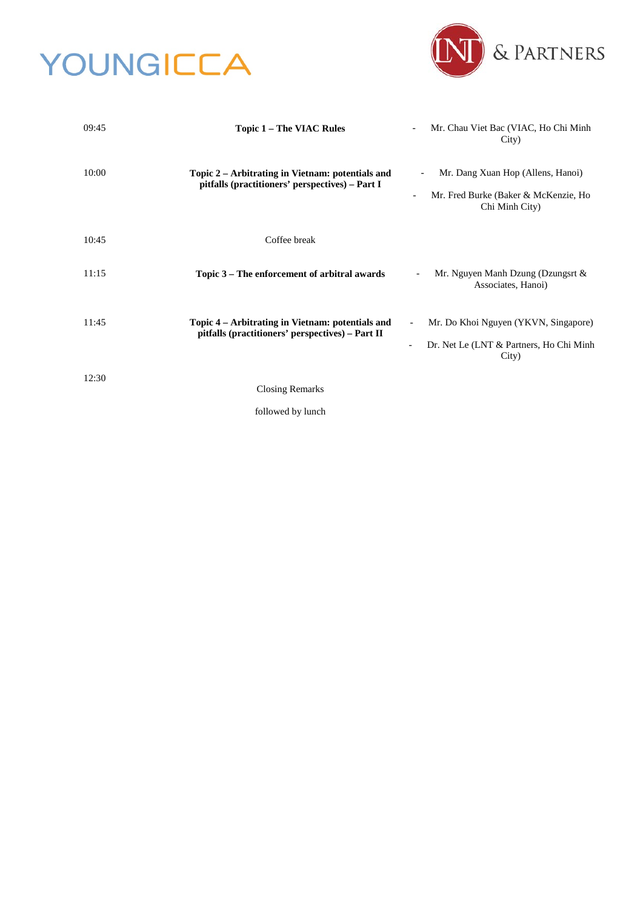| | | |
|---|---|---|
| 09:45 | **Topic 1 – The VIAC Rules** | - Mr. Chau Viet Bac (VIAC, Ho Chi Minh City) |
| 10:00 | **Topic 2 – Arbitrating in Vietnam: potentials and pitfalls (practitioners' perspectives) – Part I** | - Mr. Dang Xuan Hop (Allens, Hanoi)<br>- Mr. Fred Burke (Baker & McKenzie, Ho Chi Minh City) |
| 10:45 | Coffee break | |
| 11:15 | **Topic 3 – The enforcement of arbitral awards** | - Mr. Nguyen Manh Dzung (Dzungsrt & Associates, Hanoi) |
| 11:45 | **Topic 4 – Arbitrating in Vietnam: potentials and pitfalls (practitioners' perspectives) – Part II** | - Mr. Do Khoi Nguyen (YKVN, Singapore)<br>- Dr. Net Le (LNT & Partners, Ho Chi Minh City) |
| 12:30 | Closing Remarks<br><br>followed by lunch | |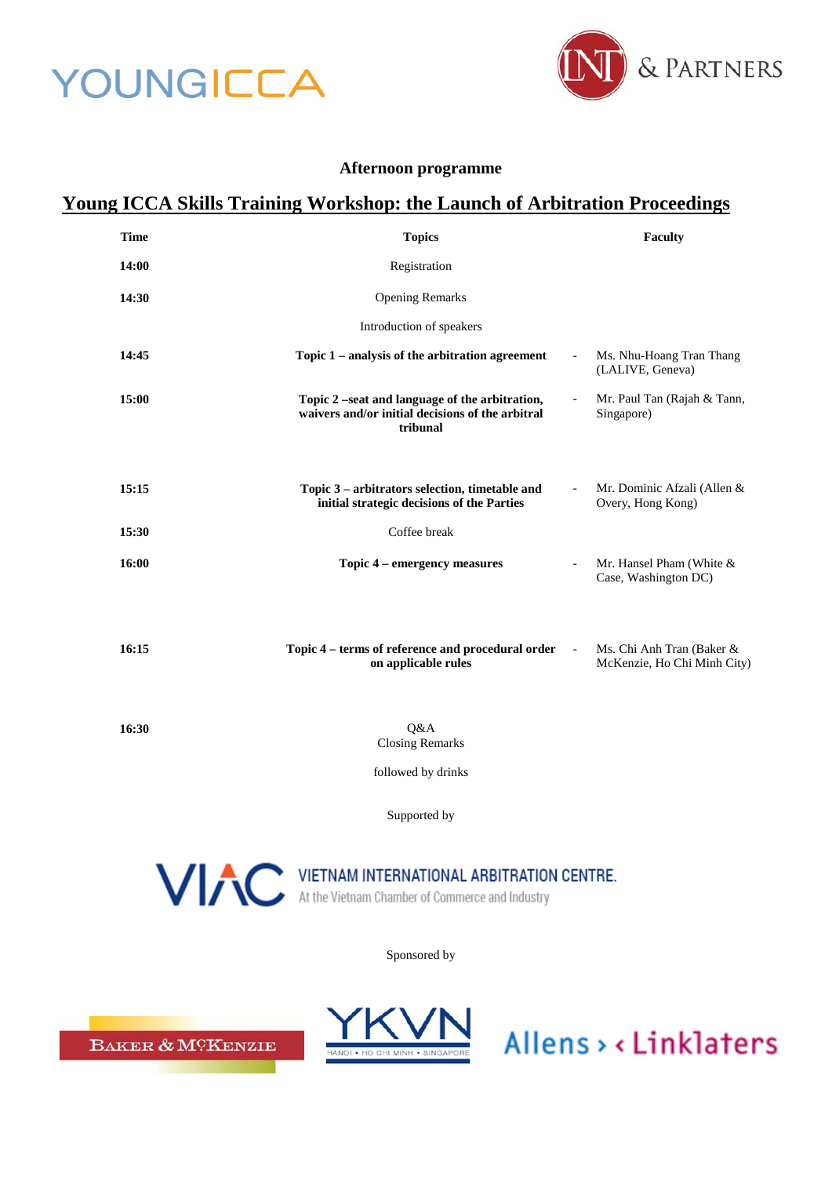YOUNGICCA

& PARTNERS

**Afternoon programme**

# Young ICCA Skills Training Workshop: the Launch of Arbitration Proceedings

| Time | Topics | Faculty |
|---|---|---|
| **14:00** | Registration | |
| **14:30** | Opening Remarks | |
| | Introduction of speakers | |
| **14:45** | **Topic 1 – analysis of the arbitration agreement** | - Ms. Nhu-Hoang Tran Thang (LALIVE, Geneva) |
| **15:00** | **Topic 2 –seat and language of the arbitration, waivers and/or initial decisions of the arbitral tribunal** | - Mr. Paul Tan (Rajah & Tann, Singapore) |
| **15:15** | **Topic 3 – arbitrators selection, timetable and initial strategic decisions of the Parties** | - Mr. Dominic Afzali (Allen & Overy, Hong Kong) |
| **15:30** | Coffee break | |
| **16:00** | **Topic 4 – emergency measures** | - Mr. Hansel Pham (White & Case, Washington DC) |
| **16:15** | **Topic 4 – terms of reference and procedural order on applicable rules** | - Ms. Chi Anh Tran (Baker & McKenzie, Ho Chi Minh City) |
| **16:30** | Q&A<br>Closing Remarks | |
| | followed by drinks | |

Supported by

VIAC VIETNAM INTERNATIONAL ARBITRATION CENTRE.
At the Vietnam Chamber of Commerce and Industry

Sponsored by

BAKER & MCKENZIE

YKVN
HANOI • HO CHI MINH • SINGAPORE

Allens > < Linklaters